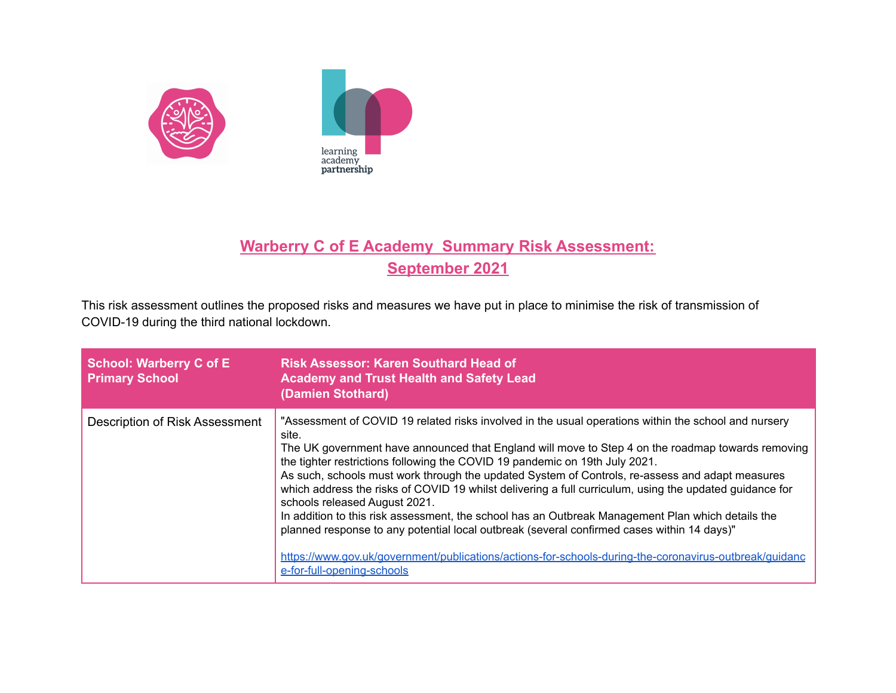# Warberry C of E Academy Summary Risk Assessment: September 2021

This risk assessment outlines the proposed risks and measures we have put in place to minimise the risk of transmission of COVID-19 during the third national lockdown.

| School: Warberry C of E Primary School | Risk Assessor: Karen Southard Head of Academy and Trust Health and Safety Lead (Damien Stothard) |
| --- | --- |
| Description of Risk Assessment | "Assessment of COVID 19 related risks involved in the usual operations within the school and nursery site.<br>The UK government have announced that England will move to Step 4 on the roadmap towards removing the tighter restrictions following the COVID 19 pandemic on 19th July 2021.<br>As such, schools must work through the updated System of Controls, re-assess and adapt measures which address the risks of COVID 19 whilst delivering a full curriculum, using the updated guidance for schools released August 2021.<br>In addition to this risk assessment, the school has an Outbreak Management Plan which details the planned response to any potential local outbreak (several confirmed cases within 14 days)"<br><br>https://www.gov.uk/government/publications/actions-for-schools-during-the-coronavirus-outbreak/guidance-for-full-opening-schools |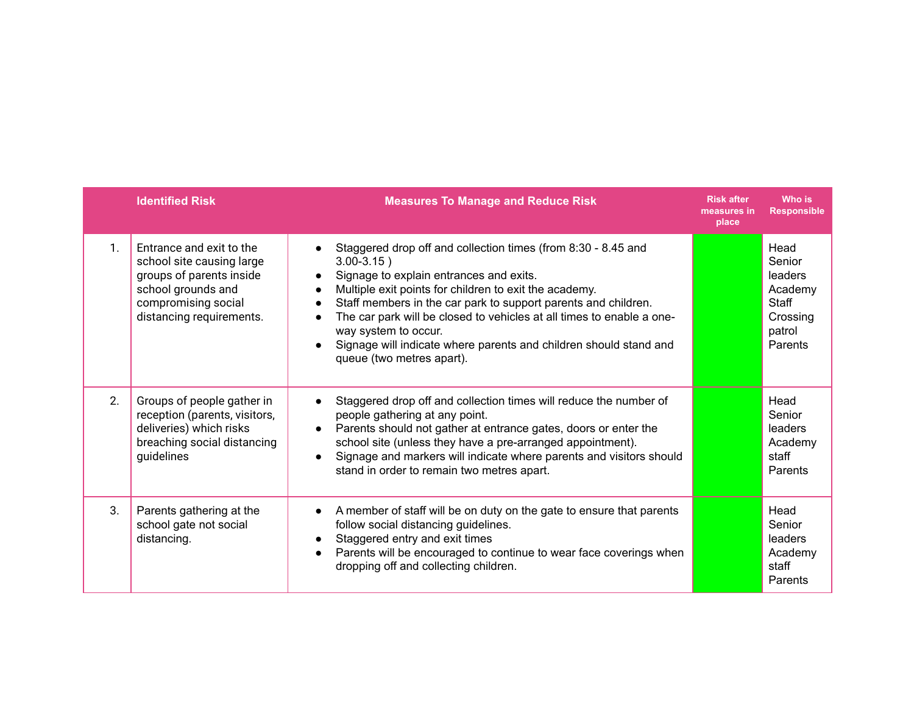| | Identified Risk | Measures To Manage and Reduce Risk | Risk after measures in place | Who is Responsible |
|---|---|---|---|---|
| 1. | Entrance and exit to the school site causing large groups of parents inside school grounds and compromising social distancing requirements. | • Staggered drop off and collection times (from 8:30 - 8.45 and 3.00-3.15 )<br>• Signage to explain entrances and exits.<br>• Multiple exit points for children to exit the academy.<br>• Staff members in the car park to support parents and children.<br>• The car park will be closed to vehicles at all times to enable a one-way system to occur.<br>• Signage will indicate where parents and children should stand and queue (two metres apart). | | Head<br>Senior leaders<br>Academy Staff<br>Crossing patrol<br>Parents |
| 2. | Groups of people gather in reception (parents, visitors, deliveries) which risks breaching social distancing guidelines | • Staggered drop off and collection times will reduce the number of people gathering at any point.<br>• Parents should not gather at entrance gates, doors or enter the school site (unless they have a pre-arranged appointment).<br>• Signage and markers will indicate where parents and visitors should stand in order to remain two metres apart. | | Head<br>Senior leaders<br>Academy staff<br>Parents |
| 3. | Parents gathering at the school gate not social distancing. | • A member of staff will be on duty on the gate to ensure that parents follow social distancing guidelines.<br>• Staggered entry and exit times<br>• Parents will be encouraged to continue to wear face coverings when dropping off and collecting children. | | Head<br>Senior leaders<br>Academy staff<br>Parents |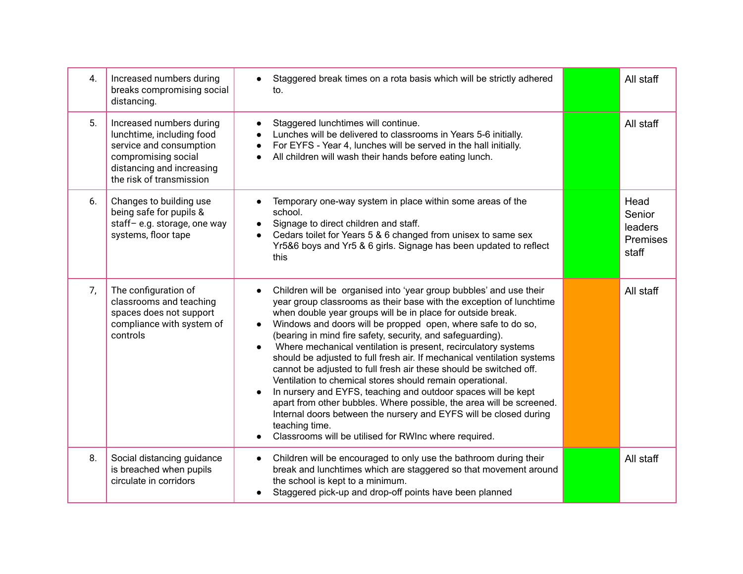| | | | | |
|---|---|---|---|---|
| 4. | Increased numbers during breaks compromising social distancing. | • Staggered break times on a rota basis which will be strictly adhered to. | | All staff |
| 5. | Increased numbers during lunchtime, including food service and consumption compromising social distancing and increasing the risk of transmission | • Staggered lunchtimes will continue.<br>• Lunches will be delivered to classrooms in Years 5-6 initially.<br>• For EYFS - Year 4, lunches will be served in the hall initially.<br>• All children will wash their hands before eating lunch. | | All staff |
| 6. | Changes to building use being safe for pupils & staff– e.g. storage, one way systems, floor tape | • Temporary one-way system in place within some areas of the school.<br>• Signage to direct children and staff.<br>• Cedars toilet for Years 5 & 6 changed from unisex to same sex Yr5&6 boys and Yr5 & 6 girls. Signage has been updated to reflect this | | Head<br>Senior leaders<br>Premises staff |
| 7, | The configuration of classrooms and teaching spaces does not support compliance with system of controls | • Children will be organised into 'year group bubbles' and use their year group classrooms as their base with the exception of lunchtime when double year groups will be in place for outside break.<br>• Windows and doors will be propped open, where safe to do so, (bearing in mind fire safety, security, and safeguarding).<br>• Where mechanical ventilation is present, recirculatory systems should be adjusted to full fresh air. If mechanical ventilation systems cannot be adjusted to full fresh air these should be switched off. Ventilation to chemical stores should remain operational.<br>• In nursery and EYFS, teaching and outdoor spaces will be kept apart from other bubbles. Where possible, the area will be screened. Internal doors between the nursery and EYFS will be closed during teaching time.<br>• Classrooms will be utilised for RWInc where required. | | All staff |
| 8. | Social distancing guidance is breached when pupils circulate in corridors | • Children will be encouraged to only use the bathroom during their break and lunchtimes which are staggered so that movement around the school is kept to a minimum.<br>• Staggered pick-up and drop-off points have been planned | | All staff |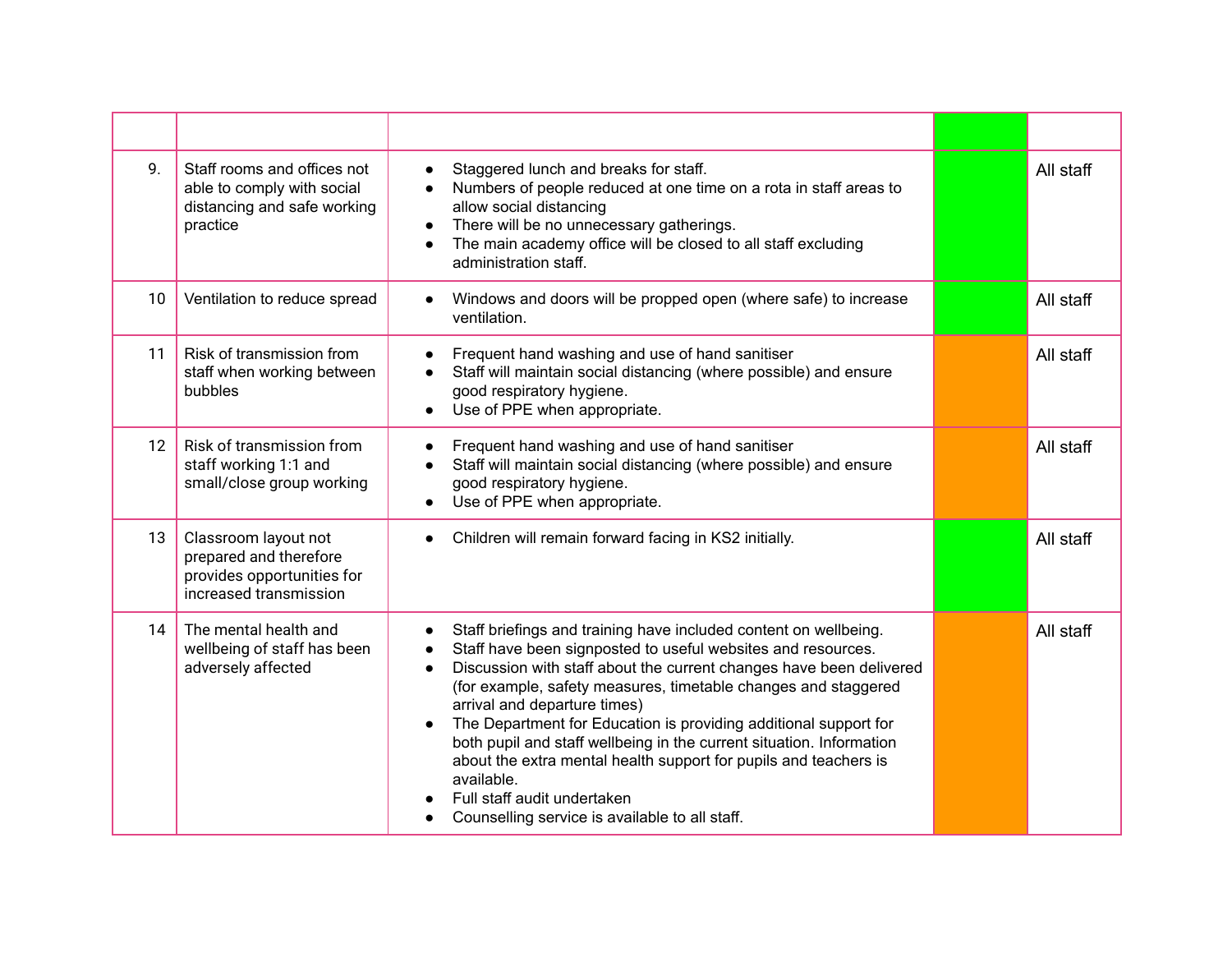| | | | | |
|---|---|---|---|---|
| 9. | Staff rooms and offices not able to comply with social distancing and safe working practice | • Staggered lunch and breaks for staff.<br>• Numbers of people reduced at one time on a rota in staff areas to allow social distancing<br>• There will be no unnecessary gatherings.<br>• The main academy office will be closed to all staff excluding administration staff. | | All staff |
| 10 | Ventilation to reduce spread | • Windows and doors will be propped open (where safe) to increase ventilation. | | All staff |
| 11 | Risk of transmission from staff when working between bubbles | • Frequent hand washing and use of hand sanitiser<br>• Staff will maintain social distancing (where possible) and ensure good respiratory hygiene.<br>• Use of PPE when appropriate. | | All staff |
| 12 | Risk of transmission from staff working 1:1 and small/close group working | • Frequent hand washing and use of hand sanitiser<br>• Staff will maintain social distancing (where possible) and ensure good respiratory hygiene.<br>• Use of PPE when appropriate. | | All staff |
| 13 | Classroom layout not prepared and therefore provides opportunities for increased transmission | • Children will remain forward facing in KS2 initially. | | All staff |
| 14 | The mental health and wellbeing of staff has been adversely affected | • Staff briefings and training have included content on wellbeing.<br>• Staff have been signposted to useful websites and resources.<br>• Discussion with staff about the current changes have been delivered (for example, safety measures, timetable changes and staggered arrival and departure times)<br>• The Department for Education is providing additional support for both pupil and staff wellbeing in the current situation. Information about the extra mental health support for pupils and teachers is available.<br>• Full staff audit undertaken<br>• Counselling service is available to all staff. | | All staff |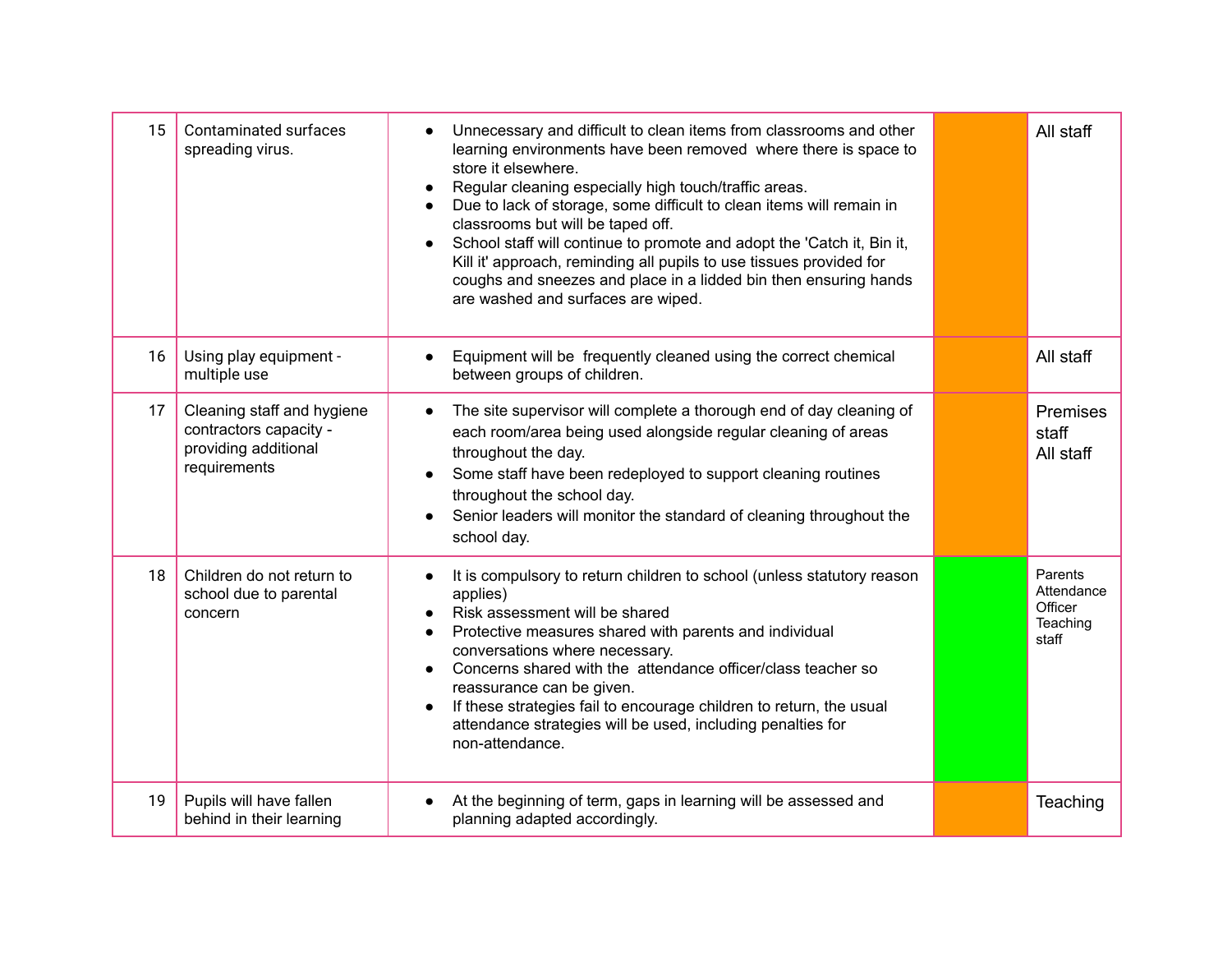| 15 | Contaminated surfaces spreading virus. | • Unnecessary and difficult to clean items from classrooms and other learning environments have been removed where there is space to store it elsewhere.<br>• Regular cleaning especially high touch/traffic areas.<br>• Due to lack of storage, some difficult to clean items will remain in classrooms but will be taped off.<br>• School staff will continue to promote and adopt the 'Catch it, Bin it, Kill it' approach, reminding all pupils to use tissues provided for coughs and sneezes and place in a lidded bin then ensuring hands are washed and surfaces are wiped. | | All staff |
|---|---|---|---|---|
| 16 | Using play equipment - multiple use | • Equipment will be frequently cleaned using the correct chemical between groups of children. | | All staff |
| 17 | Cleaning staff and hygiene contractors capacity - providing additional requirements | • The site supervisor will complete a thorough end of day cleaning of each room/area being used alongside regular cleaning of areas throughout the day.<br>• Some staff have been redeployed to support cleaning routines throughout the school day.<br>• Senior leaders will monitor the standard of cleaning throughout the school day. | | Premises staff<br>All staff |
| 18 | Children do not return to school due to parental concern | • It is compulsory to return children to school (unless statutory reason applies)<br>• Risk assessment will be shared<br>• Protective measures shared with parents and individual conversations where necessary.<br>• Concerns shared with the attendance officer/class teacher so reassurance can be given.<br>• If these strategies fail to encourage children to return, the usual attendance strategies will be used, including penalties for non-attendance. | | Parents<br>Attendance Officer<br>Teaching staff |
| 19 | Pupils will have fallen behind in their learning | • At the beginning of term, gaps in learning will be assessed and planning adapted accordingly. | | Teaching |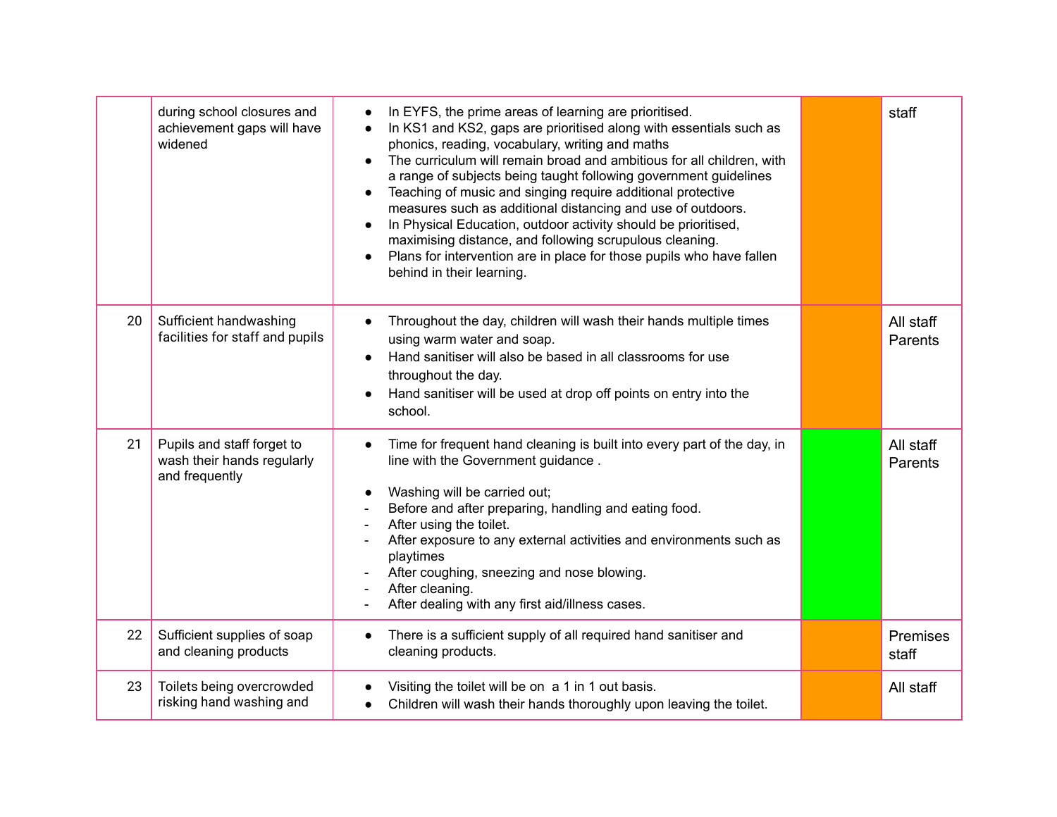| | | | | |
|---|---|---|---|---|
| | during school closures and achievement gaps will have widened | • In EYFS, the prime areas of learning are prioritised.<br>• In KS1 and KS2, gaps are prioritised along with essentials such as phonics, reading, vocabulary, writing and maths<br>• The curriculum will remain broad and ambitious for all children, with a range of subjects being taught following government guidelines<br>• Teaching of music and singing require additional protective measures such as additional distancing and use of outdoors.<br>• In Physical Education, outdoor activity should be prioritised, maximising distance, and following scrupulous cleaning.<br>• Plans for intervention are in place for those pupils who have fallen behind in their learning. | | staff |
| 20 | Sufficient handwashing facilities for staff and pupils | • Throughout the day, children will wash their hands multiple times using warm water and soap.<br>• Hand sanitiser will also be based in all classrooms for use throughout the day.<br>• Hand sanitiser will be used at drop off points on entry into the school. | | All staff<br>Parents |
| 21 | Pupils and staff forget to wash their hands regularly and frequently | • Time for frequent hand cleaning is built into every part of the day, in line with the Government guidance .<br><br>• Washing will be carried out;<br>- Before and after preparing, handling and eating food.<br>- After using the toilet.<br>- After exposure to any external activities and environments such as playtimes<br>- After coughing, sneezing and nose blowing.<br>- After cleaning.<br>- After dealing with any first aid/illness cases. | | All staff<br>Parents |
| 22 | Sufficient supplies of soap and cleaning products | • There is a sufficient supply of all required hand sanitiser and cleaning products. | | Premises staff |
| 23 | Toilets being overcrowded risking hand washing and | • Visiting the toilet will be on a 1 in 1 out basis.<br>• Children will wash their hands thoroughly upon leaving the toilet. | | All staff |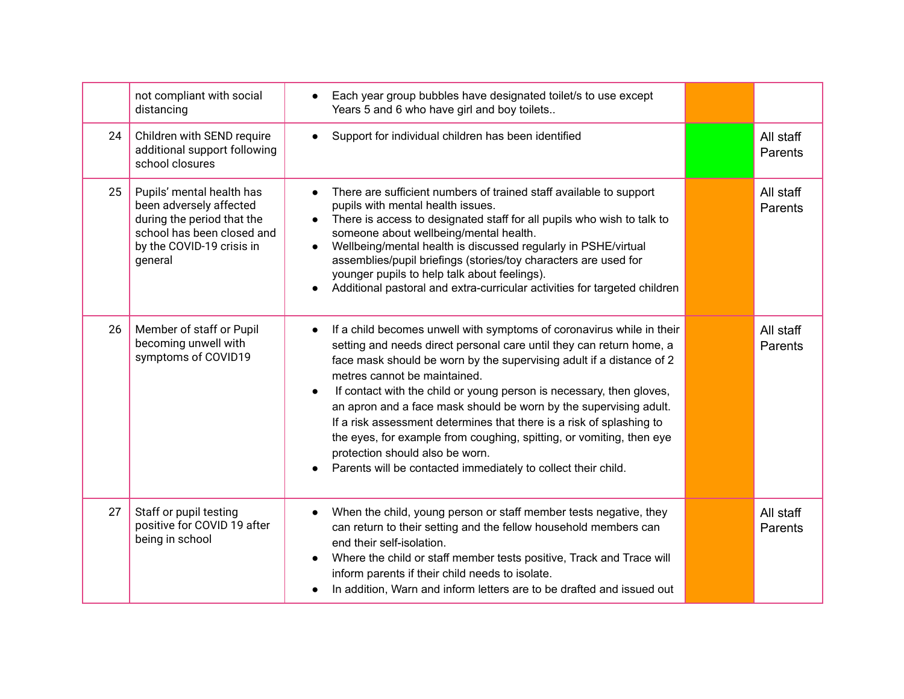| | | | | |
|---|---|---|---|---|
| | not compliant with social distancing | • Each year group bubbles have designated toilet/s to use except Years 5 and 6 who have girl and boy toilets.. | | |
| 24 | Children with SEND require additional support following school closures | • Support for individual children has been identified | | All staff<br>Parents |
| 25 | Pupils' mental health has been adversely affected during the period that the school has been closed and by the COVID-19 crisis in general | • There are sufficient numbers of trained staff available to support pupils with mental health issues.<br>• There is access to designated staff for all pupils who wish to talk to someone about wellbeing/mental health.<br>• Wellbeing/mental health is discussed regularly in PSHE/virtual assemblies/pupil briefings (stories/toy characters are used for younger pupils to help talk about feelings).<br>• Additional pastoral and extra-curricular activities for targeted children | | All staff<br>Parents |
| 26 | Member of staff or Pupil becoming unwell with symptoms of COVID19 | • If a child becomes unwell with symptoms of coronavirus while in their setting and needs direct personal care until they can return home, a face mask should be worn by the supervising adult if a distance of 2 metres cannot be maintained.<br>• If contact with the child or young person is necessary, then gloves, an apron and a face mask should be worn by the supervising adult. If a risk assessment determines that there is a risk of splashing to the eyes, for example from coughing, spitting, or vomiting, then eye protection should also be worn.<br>• Parents will be contacted immediately to collect their child. | | All staff<br>Parents |
| 27 | Staff or pupil testing positive for COVID 19 after being in school | • When the child, young person or staff member tests negative, they can return to their setting and the fellow household members can end their self-isolation.<br>• Where the child or staff member tests positive, Track and Trace will inform parents if their child needs to isolate.<br>• In addition, Warn and inform letters are to be drafted and issued out | | All staff<br>Parents |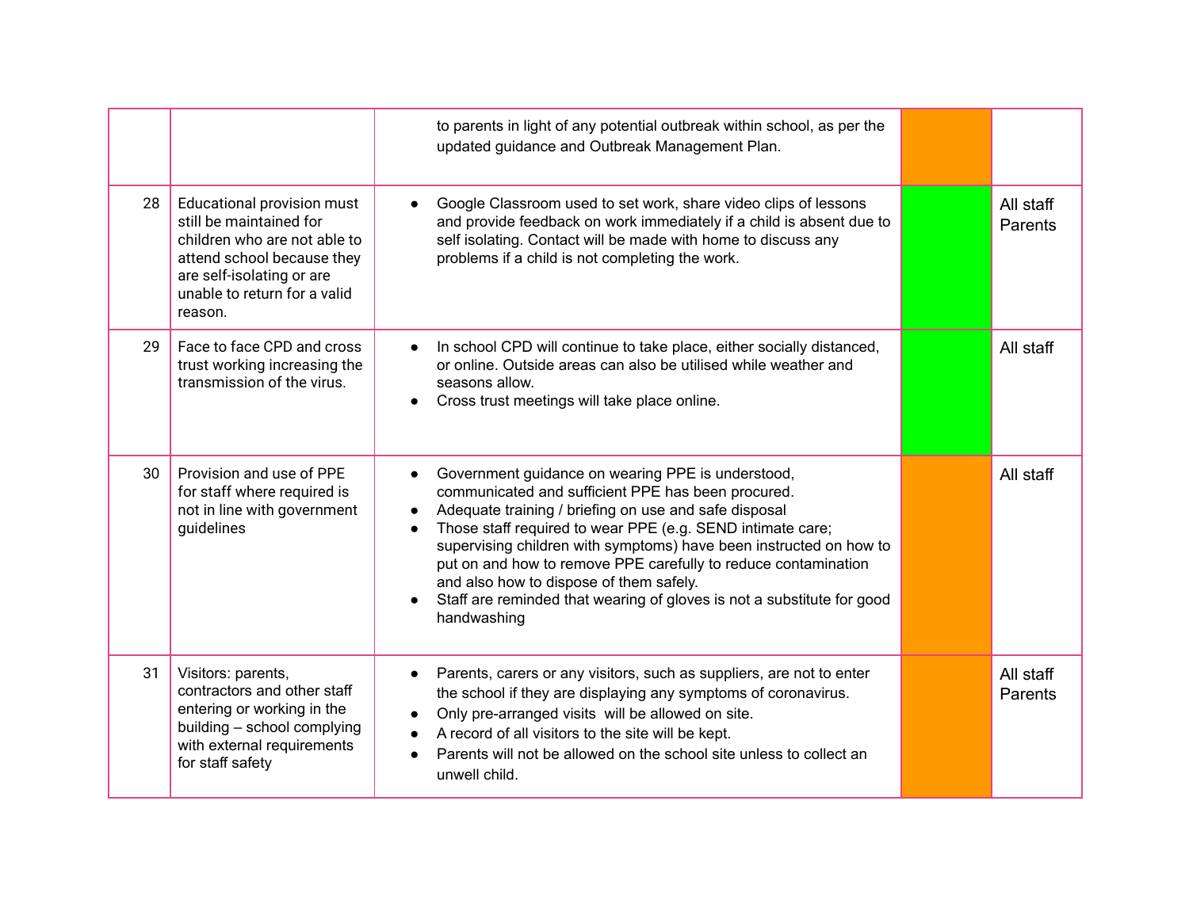| | | | | |
|---|---|---|---|---|
| | | to parents in light of any potential outbreak within school, as per the updated guidance and Outbreak Management Plan. | | |
| 28 | Educational provision must still be maintained for children who are not able to attend school because they are self-isolating or are unable to return for a valid reason. | ● Google Classroom used to set work, share video clips of lessons and provide feedback on work immediately if a child is absent due to self isolating. Contact will be made with home to discuss any problems if a child is not completing the work. | | All staff<br>Parents |
| 29 | Face to face CPD and cross trust working increasing the transmission of the virus. | ● In school CPD will continue to take place, either socially distanced, or online. Outside areas can also be utilised while weather and seasons allow.<br>● Cross trust meetings will take place online. | | All staff |
| 30 | Provision and use of PPE for staff where required is not in line with government guidelines | ● Government guidance on wearing PPE is understood, communicated and sufficient PPE has been procured.<br>● Adequate training / briefing on use and safe disposal<br>● Those staff required to wear PPE (e.g. SEND intimate care; supervising children with symptoms) have been instructed on how to put on and how to remove PPE carefully to reduce contamination and also how to dispose of them safely.<br>● Staff are reminded that wearing of gloves is not a substitute for good handwashing | | All staff |
| 31 | Visitors: parents, contractors and other staff entering or working in the building – school complying with external requirements for staff safety | ● Parents, carers or any visitors, such as suppliers, are not to enter the school if they are displaying any symptoms of coronavirus.<br>● Only pre-arranged visits will be allowed on site.<br>● A record of all visitors to the site will be kept.<br>● Parents will not be allowed on the school site unless to collect an unwell child. | | All staff<br>Parents |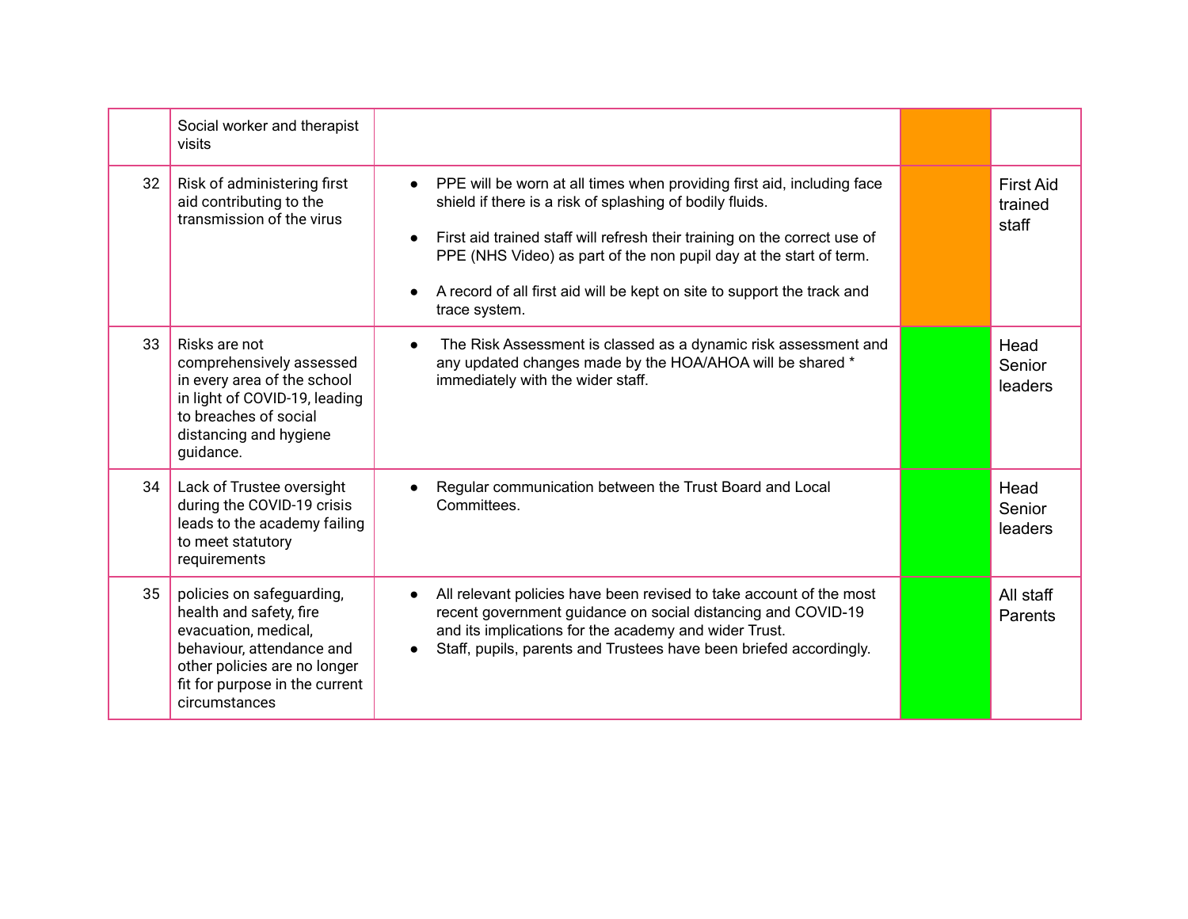| | | | | |
|---|---|---|---|---|
| | Social worker and therapist visits | | | |
| 32 | Risk of administering first aid contributing to the transmission of the virus | • PPE will be worn at all times when providing first aid, including face shield if there is a risk of splashing of bodily fluids.<br><br>• First aid trained staff will refresh their training on the correct use of PPE (NHS Video) as part of the non pupil day at the start of term.<br><br>• A record of all first aid will be kept on site to support the track and trace system. | | First Aid trained staff |
| 33 | Risks are not comprehensively assessed in every area of the school in light of COVID-19, leading to breaches of social distancing and hygiene guidance. | • The Risk Assessment is classed as a dynamic risk assessment and any updated changes made by the HOA/AHOA will be shared * immediately with the wider staff. | | Head Senior leaders |
| 34 | Lack of Trustee oversight during the COVID-19 crisis leads to the academy failing to meet statutory requirements | • Regular communication between the Trust Board and Local Committees. | | Head Senior leaders |
| 35 | policies on safeguarding, health and safety, fire evacuation, medical, behaviour, attendance and other policies are no longer fit for purpose in the current circumstances | • All relevant policies have been revised to take account of the most recent government guidance on social distancing and COVID-19 and its implications for the academy and wider Trust.<br>• Staff, pupils, parents and Trustees have been briefed accordingly. | | All staff Parents |